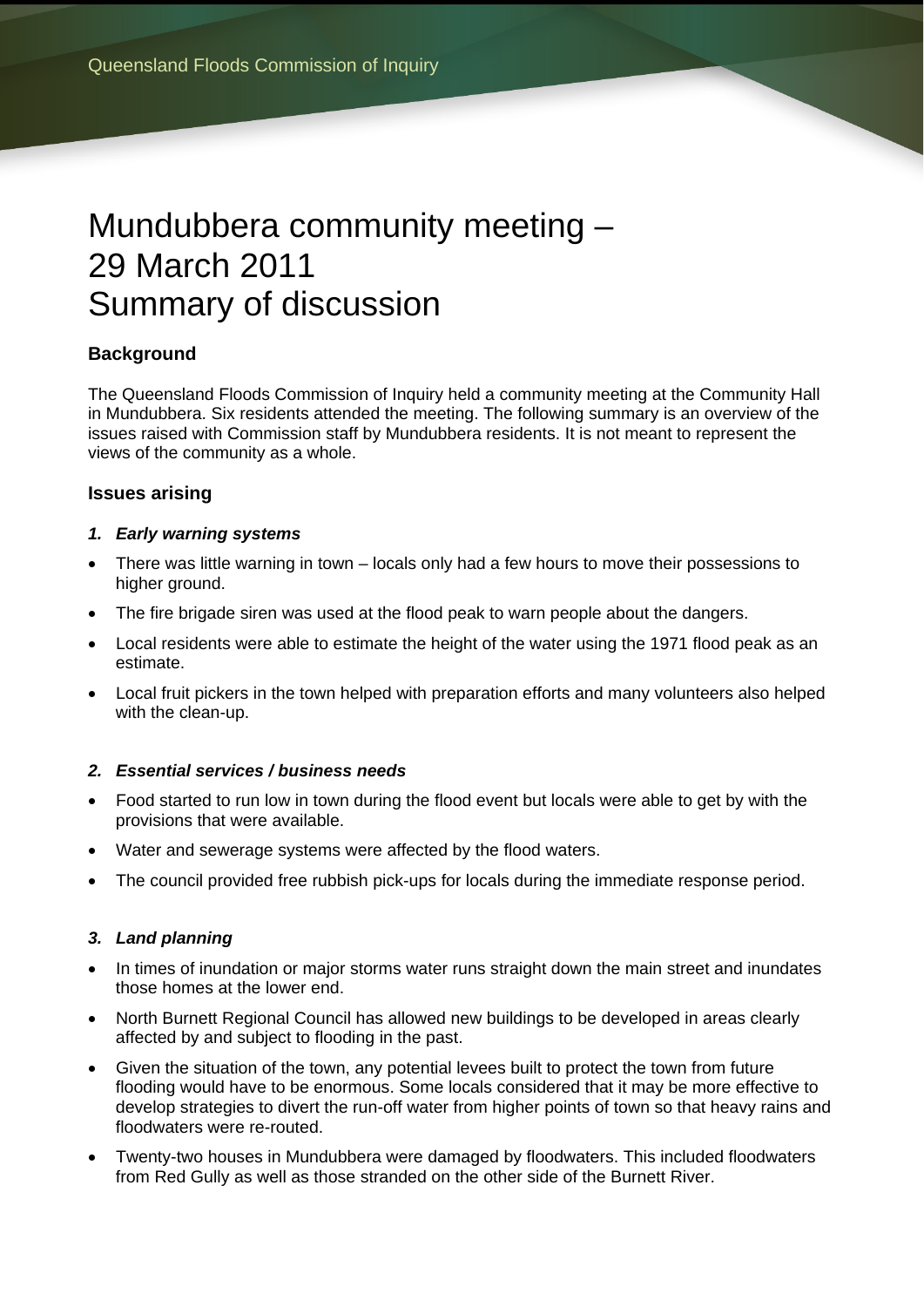# Mundubbera community meeting – 29 March 2011 Summary of discussion

## Background

The Queensland Floods Commission of Inquiry held a community meeting at the Community Hall in Mundubbera. Six residents attended the meeting. The following summary is an overview of the issues raised with Commission staff by Mundubbera residents. It is not meant to represent the views of the community as a whole.

## Issues arising

### *1. Early warning systems*

- There was little warning in town – locals only had a few hours to move their possessions to higher ground.
- The fire brigade siren was used at the flood peak to warn people about the dangers.
- Local residents were able to estimate the height of the water using the 1971 flood peak as an estimate.
- Local fruit pickers in the town helped with preparation efforts and many volunteers also helped with the clean-up.

### *2. Essential services / business needs*

- Food started to run low in town during the flood event but locals were able to get by with the provisions that were available.
- Water and sewerage systems were affected by the flood waters.
- The council provided free rubbish pick-ups for locals during the immediate response period.

### *3. Land planning*

- In times of inundation or major storms water runs straight down the main street and inundates those homes at the lower end.
- North Burnett Regional Council has allowed new buildings to be developed in areas clearly affected by and subject to flooding in the past.
- Given the situation of the town, any potential levees built to protect the town from future flooding would have to be enormous. Some locals considered that it may be more effective to develop strategies to divert the run-off water from higher points of town so that heavy rains and floodwaters were re-routed.
- Twenty-two houses in Mundubbera were damaged by floodwaters. This included floodwaters from Red Gully as well as those stranded on the other side of the Burnett River.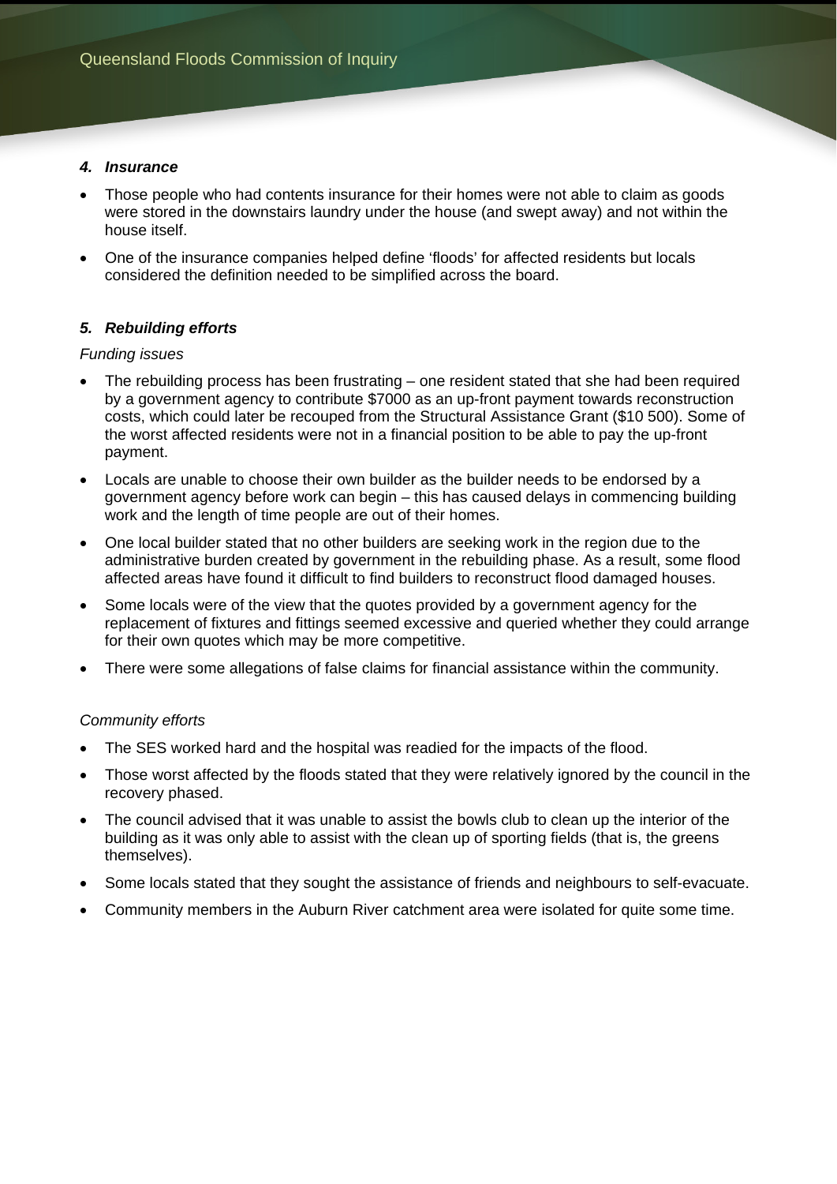### *4. Insurance*

- Those people who had contents insurance for their homes were not able to claim as goods were stored in the downstairs laundry under the house (and swept away) and not within the house itself.
- One of the insurance companies helped define 'floods' for affected residents but locals considered the definition needed to be simplified across the board.

### *5. Rebuilding efforts*

*Funding issues*

- The rebuilding process has been frustrating – one resident stated that she had been required by a government agency to contribute $7000 as an up-front payment towards reconstruction costs, which could later be recouped from the Structural Assistance Grant ($10 500). Some of the worst affected residents were not in a financial position to be able to pay the up-front payment.
- Locals are unable to choose their own builder as the builder needs to be endorsed by a government agency before work can begin – this has caused delays in commencing building work and the length of time people are out of their homes.
- One local builder stated that no other builders are seeking work in the region due to the administrative burden created by government in the rebuilding phase. As a result, some flood affected areas have found it difficult to find builders to reconstruct flood damaged houses.
- Some locals were of the view that the quotes provided by a government agency for the replacement of fixtures and fittings seemed excessive and queried whether they could arrange for their own quotes which may be more competitive.
- There were some allegations of false claims for financial assistance within the community.

*Community efforts*

- The SES worked hard and the hospital was readied for the impacts of the flood.
- Those worst affected by the floods stated that they were relatively ignored by the council in the recovery phased.
- The council advised that it was unable to assist the bowls club to clean up the interior of the building as it was only able to assist with the clean up of sporting fields (that is, the greens themselves).
- Some locals stated that they sought the assistance of friends and neighbours to self-evacuate.
- Community members in the Auburn River catchment area were isolated for quite some time.